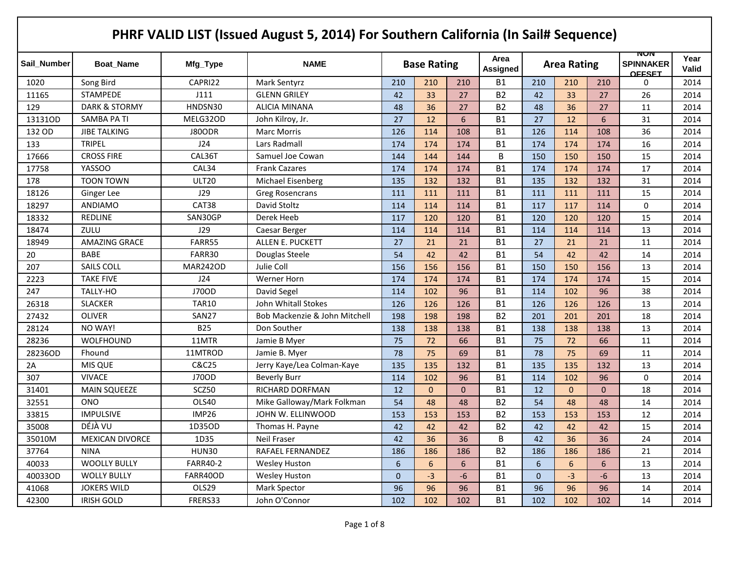# PHRF VALID LIST (Issued August 5, 2014) For Southern California (In Sail# Sequence)

| Sail_Number | Boat_Name | Mfg_Type | NAME | Base Rating | | | Area Assigned | Area Rating | | | NON SPINNAKER OFFSET | Year Valid |
|---|---|---|---|---|---|---|---|---|---|---|---|---|
| 1020 | Song Bird | CAPRI22 | Mark Sentyrz | 210 | 210 | 210 | B1 | 210 | 210 | 210 | 0 | 2014 |
| 11165 | STAMPEDE | J111 | GLENN GRILEY | 42 | 33 | 27 | B2 | 42 | 33 | 27 | 26 | 2014 |
| 129 | DARK & STORMY | HNDSN30 | ALICIA MINANA | 48 | 36 | 27 | B2 | 48 | 36 | 27 | 11 | 2014 |
| 13131OD | SAMBA PA TI | MELG32OD | John Kilroy, Jr. | 27 | 12 | 6 | B1 | 27 | 12 | 6 | 31 | 2014 |
| 132 OD | JIBE TALKING | J80ODR | Marc Morris | 126 | 114 | 108 | B1 | 126 | 114 | 108 | 36 | 2014 |
| 133 | TRIPEL | J24 | Lars Radmall | 174 | 174 | 174 | B1 | 174 | 174 | 174 | 16 | 2014 |
| 17666 | CROSS FIRE | CAL36T | Samuel Joe Cowan | 144 | 144 | 144 | B | 150 | 150 | 150 | 15 | 2014 |
| 17758 | YASSOO | CAL34 | Frank Cazares | 174 | 174 | 174 | B1 | 174 | 174 | 174 | 17 | 2014 |
| 178 | TOON TOWN | ULT20 | Michael Eisenberg | 135 | 132 | 132 | B1 | 135 | 132 | 132 | 31 | 2014 |
| 18126 | Ginger Lee | J29 | Greg Rosencrans | 111 | 111 | 111 | B1 | 111 | 111 | 111 | 15 | 2014 |
| 18297 | ANDIAMO | CAT38 | David Stoltz | 114 | 114 | 114 | B1 | 117 | 117 | 114 | 0 | 2014 |
| 18332 | REDLINE | SAN30GP | Derek Heeb | 117 | 120 | 120 | B1 | 120 | 120 | 120 | 15 | 2014 |
| 18474 | ZULU | J29 | Caesar Berger | 114 | 114 | 114 | B1 | 114 | 114 | 114 | 13 | 2014 |
| 18949 | AMAZING GRACE | FARR55 | ALLEN E. PUCKETT | 27 | 21 | 21 | B1 | 27 | 21 | 21 | 11 | 2014 |
| 20 | BABE | FARR30 | Douglas Steele | 54 | 42 | 42 | B1 | 54 | 42 | 42 | 14 | 2014 |
| 207 | SAILS COLL | MAR242OD | Julie Coll | 156 | 156 | 156 | B1 | 150 | 150 | 156 | 13 | 2014 |
| 2223 | TAKE FIVE | J24 | Werner Horn | 174 | 174 | 174 | B1 | 174 | 174 | 174 | 15 | 2014 |
| 247 | TALLY-HO | J70OD | David Segel | 114 | 102 | 96 | B1 | 114 | 102 | 96 | 38 | 2014 |
| 26318 | SLACKER | TAR10 | John Whitall Stokes | 126 | 126 | 126 | B1 | 126 | 126 | 126 | 13 | 2014 |
| 27432 | OLIVER | SAN27 | Bob Mackenzie & John Mitchell | 198 | 198 | 198 | B2 | 201 | 201 | 201 | 18 | 2014 |
| 28124 | NO WAY! | B25 | Don Souther | 138 | 138 | 138 | B1 | 138 | 138 | 138 | 13 | 2014 |
| 28236 | WOLFHOUND | 11MTR | Jamie B Myer | 75 | 72 | 66 | B1 | 75 | 72 | 66 | 11 | 2014 |
| 28236OD | Fhound | 11MTROD | Jamie B. Myer | 78 | 75 | 69 | B1 | 78 | 75 | 69 | 11 | 2014 |
| 2A | MIS QUE | C&C25 | Jerry Kaye/Lea Colman-Kaye | 135 | 135 | 132 | B1 | 135 | 135 | 132 | 13 | 2014 |
| 307 | VIVACE | J70OD | Beverly Burr | 114 | 102 | 96 | B1 | 114 | 102 | 96 | 0 | 2014 |
| 31401 | MAIN SQUEEZE | SCZ50 | RICHARD DORFMAN | 12 | 0 | 0 | B1 | 12 | 0 | 0 | 18 | 2014 |
| 32551 | ONO | OLS40 | Mike Galloway/Mark Folkman | 54 | 48 | 48 | B2 | 54 | 48 | 48 | 14 | 2014 |
| 33815 | IMPULSIVE | IMP26 | JOHN W. ELLINWOOD | 153 | 153 | 153 | B2 | 153 | 153 | 153 | 12 | 2014 |
| 35008 | DÉJÀ VU | 1D35OD | Thomas H. Payne | 42 | 42 | 42 | B2 | 42 | 42 | 42 | 15 | 2014 |
| 35010M | MEXICAN DIVORCE | 1D35 | Neil Fraser | 42 | 36 | 36 | B | 42 | 36 | 36 | 24 | 2014 |
| 37764 | NINA | HUN30 | RAFAEL FERNANDEZ | 186 | 186 | 186 | B2 | 186 | 186 | 186 | 21 | 2014 |
| 40033 | WOOLLY BULLY | FARR40-2 | Wesley Huston | 6 | 6 | 6 | B1 | 6 | 6 | 6 | 13 | 2014 |
| 40033OD | WOLLY BULLY | FARR40OD | Wesley Huston | 0 | -3 | -6 | B1 | 0 | -3 | -6 | 13 | 2014 |
| 41068 | JOKERS WILD | OLS29 | Mark Spector | 96 | 96 | 96 | B1 | 96 | 96 | 96 | 14 | 2014 |
| 42300 | IRISH GOLD | FRERS33 | John O'Connor | 102 | 102 | 102 | B1 | 102 | 102 | 102 | 14 | 2014 |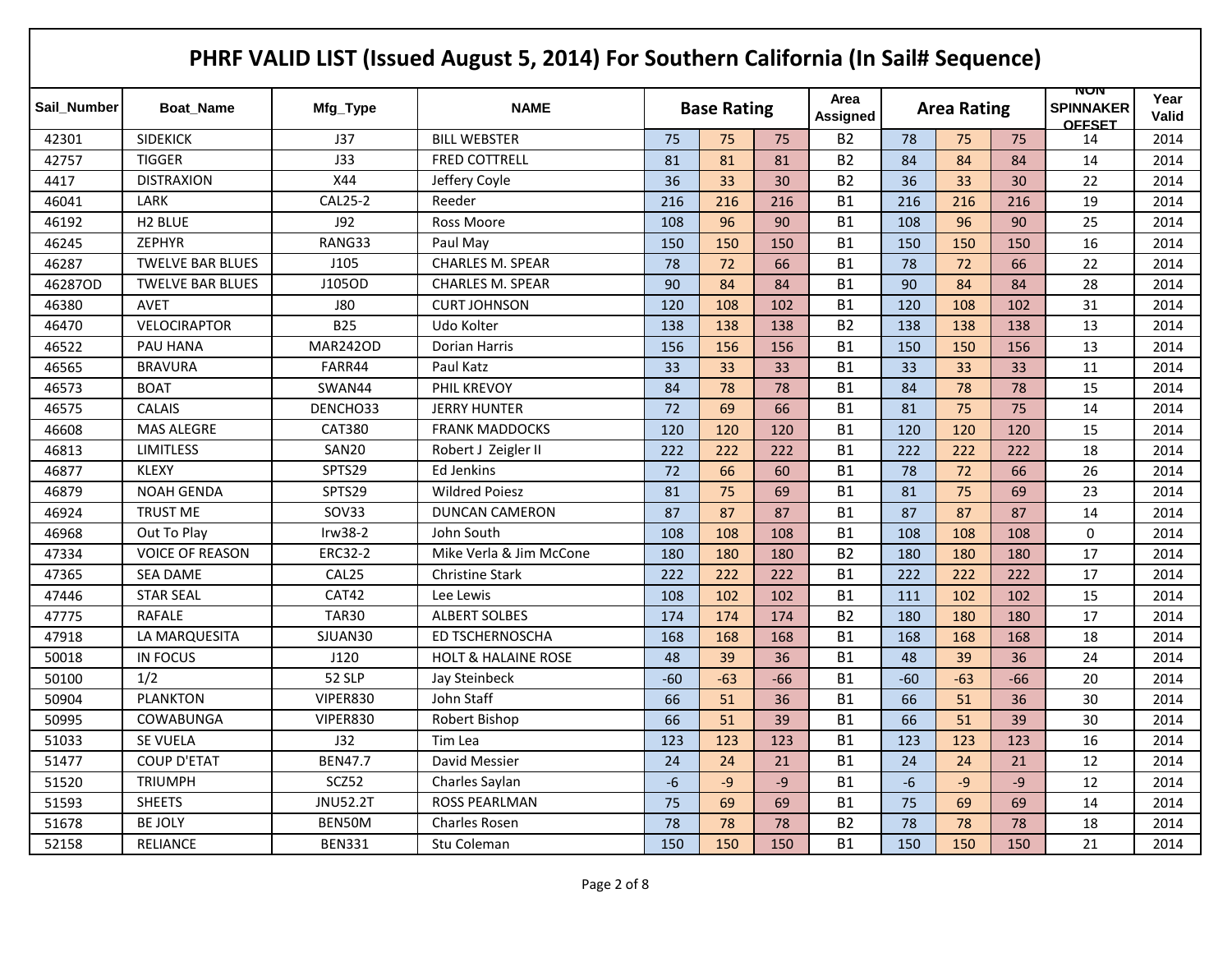# PHRF VALID LIST (Issued August 5, 2014) For Southern California (In Sail# Sequence)

| Sail_Number | Boat_Name | Mfg_Type | NAME | Base Rating | | | Area Assigned | Area Rating | | | NON SPINNAKER OFFSET | Year Valid |
|---|---|---|---|---|---|---|---|---|---|---|---|---|
| 42301 | SIDEKICK | J37 | BILL WEBSTER | 75 | 75 | 75 | B2 | 78 | 75 | 75 | 14 | 2014 |
| 42757 | TIGGER | J33 | FRED COTTRELL | 81 | 81 | 81 | B2 | 84 | 84 | 84 | 14 | 2014 |
| 4417 | DISTRAXION | X44 | Jeffery Coyle | 36 | 33 | 30 | B2 | 36 | 33 | 30 | 22 | 2014 |
| 46041 | LARK | CAL25-2 | Reeder | 216 | 216 | 216 | B1 | 216 | 216 | 216 | 19 | 2014 |
| 46192 | H2 BLUE | J92 | Ross Moore | 108 | 96 | 90 | B1 | 108 | 96 | 90 | 25 | 2014 |
| 46245 | ZEPHYR | RANG33 | Paul May | 150 | 150 | 150 | B1 | 150 | 150 | 150 | 16 | 2014 |
| 46287 | TWELVE BAR BLUES | J105 | CHARLES M. SPEAR | 78 | 72 | 66 | B1 | 78 | 72 | 66 | 22 | 2014 |
| 46287OD | TWELVE BAR BLUES | J105OD | CHARLES M. SPEAR | 90 | 84 | 84 | B1 | 90 | 84 | 84 | 28 | 2014 |
| 46380 | AVET | J80 | CURT JOHNSON | 120 | 108 | 102 | B1 | 120 | 108 | 102 | 31 | 2014 |
| 46470 | VELOCIRAPTOR | B25 | Udo Kolter | 138 | 138 | 138 | B2 | 138 | 138 | 138 | 13 | 2014 |
| 46522 | PAU HANA | MAR242OD | Dorian Harris | 156 | 156 | 156 | B1 | 150 | 150 | 156 | 13 | 2014 |
| 46565 | BRAVURA | FARR44 | Paul Katz | 33 | 33 | 33 | B1 | 33 | 33 | 33 | 11 | 2014 |
| 46573 | BOAT | SWAN44 | PHIL KREVOY | 84 | 78 | 78 | B1 | 84 | 78 | 78 | 15 | 2014 |
| 46575 | CALAIS | DENCHO33 | JERRY HUNTER | 72 | 69 | 66 | B1 | 81 | 75 | 75 | 14 | 2014 |
| 46608 | MAS ALEGRE | CAT380 | FRANK MADDOCKS | 120 | 120 | 120 | B1 | 120 | 120 | 120 | 15 | 2014 |
| 46813 | LIMITLESS | SAN20 | Robert J  Zeigler II | 222 | 222 | 222 | B1 | 222 | 222 | 222 | 18 | 2014 |
| 46877 | KLEXY | SPTS29 | Ed Jenkins | 72 | 66 | 60 | B1 | 78 | 72 | 66 | 26 | 2014 |
| 46879 | NOAH GENDA | SPTS29 | Wildred Poiesz | 81 | 75 | 69 | B1 | 81 | 75 | 69 | 23 | 2014 |
| 46924 | TRUST ME | SOV33 | DUNCAN CAMERON | 87 | 87 | 87 | B1 | 87 | 87 | 87 | 14 | 2014 |
| 46968 | Out To Play | Irw38-2 | John South | 108 | 108 | 108 | B1 | 108 | 108 | 108 | 0 | 2014 |
| 47334 | VOICE OF REASON | ERC32-2 | Mike Verla & Jim McCone | 180 | 180 | 180 | B2 | 180 | 180 | 180 | 17 | 2014 |
| 47365 | SEA DAME | CAL25 | Christine Stark | 222 | 222 | 222 | B1 | 222 | 222 | 222 | 17 | 2014 |
| 47446 | STAR SEAL | CAT42 | Lee Lewis | 108 | 102 | 102 | B1 | 111 | 102 | 102 | 15 | 2014 |
| 47775 | RAFALE | TAR30 | ALBERT SOLBES | 174 | 174 | 174 | B2 | 180 | 180 | 180 | 17 | 2014 |
| 47918 | LA MARQUESITA | SJUAN30 | ED TSCHERNOSCHA | 168 | 168 | 168 | B1 | 168 | 168 | 168 | 18 | 2014 |
| 50018 | IN FOCUS | J120 | HOLT & HALAINE ROSE | 48 | 39 | 36 | B1 | 48 | 39 | 36 | 24 | 2014 |
| 50100 | 1/2 | 52 SLP | Jay Steinbeck | -60 | -63 | -66 | B1 | -60 | -63 | -66 | 20 | 2014 |
| 50904 | PLANKTON | VIPER830 | John Staff | 66 | 51 | 36 | B1 | 66 | 51 | 36 | 30 | 2014 |
| 50995 | COWABUNGA | VIPER830 | Robert Bishop | 66 | 51 | 39 | B1 | 66 | 51 | 39 | 30 | 2014 |
| 51033 | SE VUELA | J32 | Tim Lea | 123 | 123 | 123 | B1 | 123 | 123 | 123 | 16 | 2014 |
| 51477 | COUP D'ETAT | BEN47.7 | David Messier | 24 | 24 | 21 | B1 | 24 | 24 | 21 | 12 | 2014 |
| 51520 | TRIUMPH | SCZ52 | Charles Saylan | -6 | -9 | -9 | B1 | -6 | -9 | -9 | 12 | 2014 |
| 51593 | SHEETS | JNU52.2T | ROSS PEARLMAN | 75 | 69 | 69 | B1 | 75 | 69 | 69 | 14 | 2014 |
| 51678 | BE JOLY | BEN50M | Charles Rosen | 78 | 78 | 78 | B2 | 78 | 78 | 78 | 18 | 2014 |
| 52158 | RELIANCE | BEN331 | Stu Coleman | 150 | 150 | 150 | B1 | 150 | 150 | 150 | 21 | 2014 |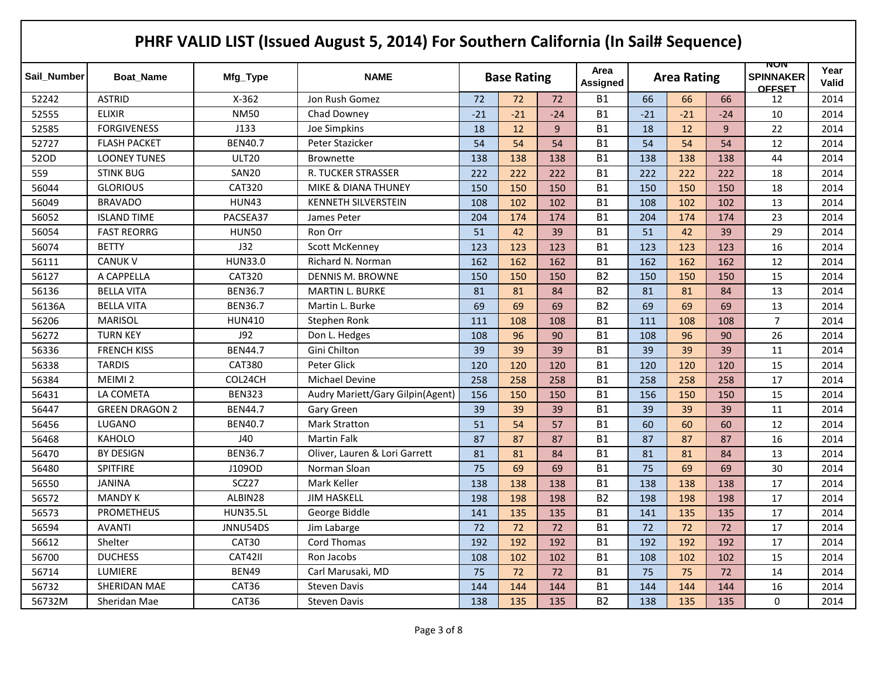# PHRF VALID LIST (Issued August 5, 2014) For Southern California (In Sail# Sequence)

| Sail_Number | Boat_Name | Mfg_Type | NAME | Base Rating | | | Area Assigned | Area Rating | | | NON SPINNAKER OFFSET | Year Valid |
|---|---|---|---|---|---|---|---|---|---|---|---|---|
| 52242 | ASTRID | X-362 | Jon Rush Gomez | 72 | 72 | 72 | B1 | 66 | 66 | 66 | 12 | 2014 |
| 52555 | ELIXIR | NM50 | Chad Downey | -21 | -21 | -24 | B1 | -21 | -21 | -24 | 10 | 2014 |
| 52585 | FORGIVENESS | J133 | Joe Simpkins | 18 | 12 | 9 | B1 | 18 | 12 | 9 | 22 | 2014 |
| 52727 | FLASH PACKET | BEN40.7 | Peter Stazicker | 54 | 54 | 54 | B1 | 54 | 54 | 54 | 12 | 2014 |
| 52OD | LOONEY TUNES | ULT20 | Brownette | 138 | 138 | 138 | B1 | 138 | 138 | 138 | 44 | 2014 |
| 559 | STINK BUG | SAN20 | R. TUCKER STRASSER | 222 | 222 | 222 | B1 | 222 | 222 | 222 | 18 | 2014 |
| 56044 | GLORIOUS | CAT320 | MIKE & DIANA THUNEY | 150 | 150 | 150 | B1 | 150 | 150 | 150 | 18 | 2014 |
| 56049 | BRAVADO | HUN43 | KENNETH SILVERSTEIN | 108 | 102 | 102 | B1 | 108 | 102 | 102 | 13 | 2014 |
| 56052 | ISLAND TIME | PACSEA37 | James Peter | 204 | 174 | 174 | B1 | 204 | 174 | 174 | 23 | 2014 |
| 56054 | FAST REORRG | HUN50 | Ron Orr | 51 | 42 | 39 | B1 | 51 | 42 | 39 | 29 | 2014 |
| 56074 | BETTY | J32 | Scott McKenney | 123 | 123 | 123 | B1 | 123 | 123 | 123 | 16 | 2014 |
| 56111 | CANUK V | HUN33.0 | Richard N. Norman | 162 | 162 | 162 | B1 | 162 | 162 | 162 | 12 | 2014 |
| 56127 | A CAPPELLA | CAT320 | DENNIS M. BROWNE | 150 | 150 | 150 | B2 | 150 | 150 | 150 | 15 | 2014 |
| 56136 | BELLA VITA | BEN36.7 | MARTIN L. BURKE | 81 | 81 | 84 | B2 | 81 | 81 | 84 | 13 | 2014 |
| 56136A | BELLA VITA | BEN36.7 | Martin L. Burke | 69 | 69 | 69 | B2 | 69 | 69 | 69 | 13 | 2014 |
| 56206 | MARISOL | HUN410 | Stephen Ronk | 111 | 108 | 108 | B1 | 111 | 108 | 108 | 7 | 2014 |
| 56272 | TURN KEY | J92 | Don L. Hedges | 108 | 96 | 90 | B1 | 108 | 96 | 90 | 26 | 2014 |
| 56336 | FRENCH KISS | BEN44.7 | Gini Chilton | 39 | 39 | 39 | B1 | 39 | 39 | 39 | 11 | 2014 |
| 56338 | TARDIS | CAT380 | Peter Glick | 120 | 120 | 120 | B1 | 120 | 120 | 120 | 15 | 2014 |
| 56384 | MEIMI 2 | COL24CH | Michael Devine | 258 | 258 | 258 | B1 | 258 | 258 | 258 | 17 | 2014 |
| 56431 | LA COMETA | BEN323 | Audry Mariett/Gary Gilpin(Agent) | 156 | 150 | 150 | B1 | 156 | 150 | 150 | 15 | 2014 |
| 56447 | GREEN DRAGON 2 | BEN44.7 | Gary Green | 39 | 39 | 39 | B1 | 39 | 39 | 39 | 11 | 2014 |
| 56456 | LUGANO | BEN40.7 | Mark Stratton | 51 | 54 | 57 | B1 | 60 | 60 | 60 | 12 | 2014 |
| 56468 | KAHOLO | J40 | Martin Falk | 87 | 87 | 87 | B1 | 87 | 87 | 87 | 16 | 2014 |
| 56470 | BY DESIGN | BEN36.7 | Oliver, Lauren & Lori Garrett | 81 | 81 | 84 | B1 | 81 | 81 | 84 | 13 | 2014 |
| 56480 | SPITFIRE | J109OD | Norman Sloan | 75 | 69 | 69 | B1 | 75 | 69 | 69 | 30 | 2014 |
| 56550 | JANINA | SCZ27 | Mark Keller | 138 | 138 | 138 | B1 | 138 | 138 | 138 | 17 | 2014 |
| 56572 | MANDY K | ALBIN28 | JIM HASKELL | 198 | 198 | 198 | B2 | 198 | 198 | 198 | 17 | 2014 |
| 56573 | PROMETHEUS | HUN35.5L | George Biddle | 141 | 135 | 135 | B1 | 141 | 135 | 135 | 17 | 2014 |
| 56594 | AVANTI | JNNU54DS | Jim Labarge | 72 | 72 | 72 | B1 | 72 | 72 | 72 | 17 | 2014 |
| 56612 | Shelter | CAT30 | Cord Thomas | 192 | 192 | 192 | B1 | 192 | 192 | 192 | 17 | 2014 |
| 56700 | DUCHESS | CAT42II | Ron Jacobs | 108 | 102 | 102 | B1 | 108 | 102 | 102 | 15 | 2014 |
| 56714 | LUMIERE | BEN49 | Carl Marusaki, MD | 75 | 72 | 72 | B1 | 75 | 75 | 72 | 14 | 2014 |
| 56732 | SHERIDAN MAE | CAT36 | Steven Davis | 144 | 144 | 144 | B1 | 144 | 144 | 144 | 16 | 2014 |
| 56732M | Sheridan Mae | CAT36 | Steven Davis | 138 | 135 | 135 | B2 | 138 | 135 | 135 | 0 | 2014 |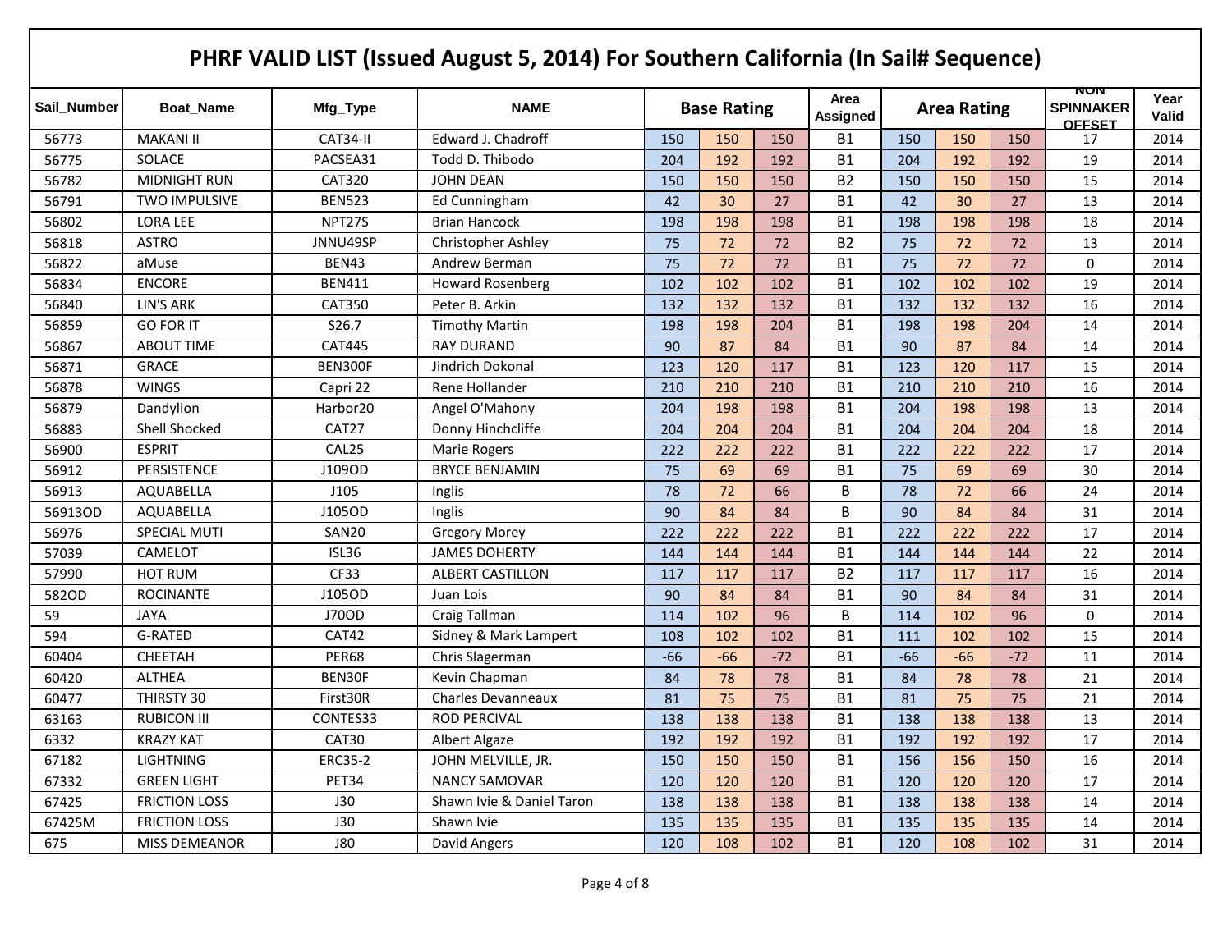# PHRF VALID LIST (Issued August 5, 2014) For Southern California (In Sail# Sequence)

| Sail_Number | Boat_Name | Mfg_Type | NAME | Base Rating | | | Area Assigned | Area Rating | | | NON SPINNAKER OFFSET | Year Valid |
|---|---|---|---|---|---|---|---|---|---|---|---|---|
| 56773 | MAKANI II | CAT34-II | Edward J. Chadroff | 150 | 150 | 150 | B1 | 150 | 150 | 150 | 17 | 2014 |
| 56775 | SOLACE | PACSEA31 | Todd D. Thibodo | 204 | 192 | 192 | B1 | 204 | 192 | 192 | 19 | 2014 |
| 56782 | MIDNIGHT RUN | CAT320 | JOHN DEAN | 150 | 150 | 150 | B2 | 150 | 150 | 150 | 15 | 2014 |
| 56791 | TWO IMPULSIVE | BEN523 | Ed Cunningham | 42 | 30 | 27 | B1 | 42 | 30 | 27 | 13 | 2014 |
| 56802 | LORA LEE | NPT27S | Brian Hancock | 198 | 198 | 198 | B1 | 198 | 198 | 198 | 18 | 2014 |
| 56818 | ASTRO | JNNU49SP | Christopher Ashley | 75 | 72 | 72 | B2 | 75 | 72 | 72 | 13 | 2014 |
| 56822 | aMuse | BEN43 | Andrew Berman | 75 | 72 | 72 | B1 | 75 | 72 | 72 | 0 | 2014 |
| 56834 | ENCORE | BEN411 | Howard Rosenberg | 102 | 102 | 102 | B1 | 102 | 102 | 102 | 19 | 2014 |
| 56840 | LIN'S ARK | CAT350 | Peter B. Arkin | 132 | 132 | 132 | B1 | 132 | 132 | 132 | 16 | 2014 |
| 56859 | GO FOR IT | S26.7 | Timothy Martin | 198 | 198 | 204 | B1 | 198 | 198 | 204 | 14 | 2014 |
| 56867 | ABOUT TIME | CAT445 | RAY DURAND | 90 | 87 | 84 | B1 | 90 | 87 | 84 | 14 | 2014 |
| 56871 | GRACE | BEN300F | Jindrich Dokonal | 123 | 120 | 117 | B1 | 123 | 120 | 117 | 15 | 2014 |
| 56878 | WINGS | Capri 22 | Rene Hollander | 210 | 210 | 210 | B1 | 210 | 210 | 210 | 16 | 2014 |
| 56879 | Dandylion | Harbor20 | Angel O'Mahony | 204 | 198 | 198 | B1 | 204 | 198 | 198 | 13 | 2014 |
| 56883 | Shell Shocked | CAT27 | Donny Hinchcliffe | 204 | 204 | 204 | B1 | 204 | 204 | 204 | 18 | 2014 |
| 56900 | ESPRIT | CAL25 | Marie Rogers | 222 | 222 | 222 | B1 | 222 | 222 | 222 | 17 | 2014 |
| 56912 | PERSISTENCE | J109OD | BRYCE BENJAMIN | 75 | 69 | 69 | B1 | 75 | 69 | 69 | 30 | 2014 |
| 56913 | AQUABELLA | J105 | Inglis | 78 | 72 | 66 | B | 78 | 72 | 66 | 24 | 2014 |
| 56913OD | AQUABELLA | J105OD | Inglis | 90 | 84 | 84 | B | 90 | 84 | 84 | 31 | 2014 |
| 56976 | SPECIAL MUTI | SAN20 | Gregory Morey | 222 | 222 | 222 | B1 | 222 | 222 | 222 | 17 | 2014 |
| 57039 | CAMELOT | ISL36 | JAMES DOHERTY | 144 | 144 | 144 | B1 | 144 | 144 | 144 | 22 | 2014 |
| 57990 | HOT RUM | CF33 | ALBERT CASTILLON | 117 | 117 | 117 | B2 | 117 | 117 | 117 | 16 | 2014 |
| 582OD | ROCINANTE | J105OD | Juan Lois | 90 | 84 | 84 | B1 | 90 | 84 | 84 | 31 | 2014 |
| 59 | JAYA | J70OD | Craig Tallman | 114 | 102 | 96 | B | 114 | 102 | 96 | 0 | 2014 |
| 594 | G-RATED | CAT42 | Sidney & Mark Lampert | 108 | 102 | 102 | B1 | 111 | 102 | 102 | 15 | 2014 |
| 60404 | CHEETAH | PER68 | Chris Slagerman | -66 | -66 | -72 | B1 | -66 | -66 | -72 | 11 | 2014 |
| 60420 | ALTHEA | BEN30F | Kevin Chapman | 84 | 78 | 78 | B1 | 84 | 78 | 78 | 21 | 2014 |
| 60477 | THIRSTY 30 | First30R | Charles Devanneaux | 81 | 75 | 75 | B1 | 81 | 75 | 75 | 21 | 2014 |
| 63163 | RUBICON III | CONTES33 | ROD PERCIVAL | 138 | 138 | 138 | B1 | 138 | 138 | 138 | 13 | 2014 |
| 6332 | KRAZY KAT | CAT30 | Albert Algaze | 192 | 192 | 192 | B1 | 192 | 192 | 192 | 17 | 2014 |
| 67182 | LIGHTNING | ERC35-2 | JOHN MELVILLE, JR. | 150 | 150 | 150 | B1 | 156 | 156 | 150 | 16 | 2014 |
| 67332 | GREEN LIGHT | PET34 | NANCY SAMOVAR | 120 | 120 | 120 | B1 | 120 | 120 | 120 | 17 | 2014 |
| 67425 | FRICTION LOSS | J30 | Shawn Ivie & Daniel Taron | 138 | 138 | 138 | B1 | 138 | 138 | 138 | 14 | 2014 |
| 67425M | FRICTION LOSS | J30 | Shawn Ivie | 135 | 135 | 135 | B1 | 135 | 135 | 135 | 14 | 2014 |
| 675 | MISS DEMEANOR | J80 | David Angers | 120 | 108 | 102 | B1 | 120 | 108 | 102 | 31 | 2014 |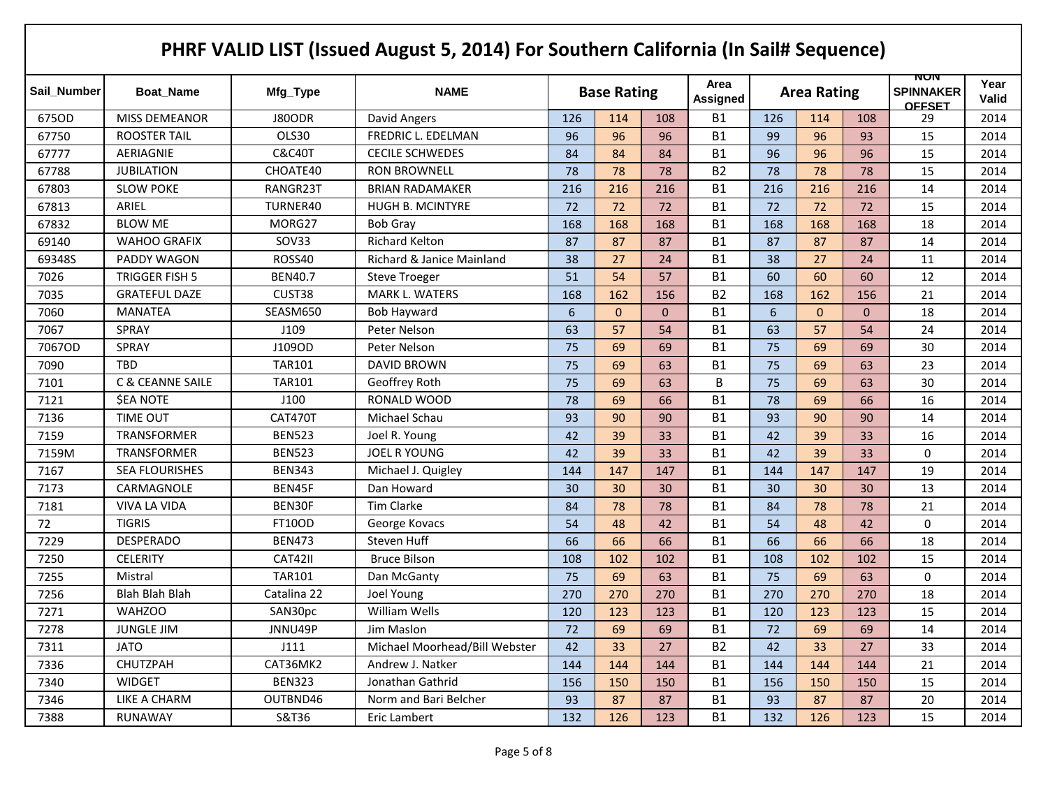# PHRF VALID LIST (Issued August 5, 2014) For Southern California (In Sail# Sequence)

| Sail_Number | Boat_Name | Mfg_Type | NAME | Base Rating | | | Area Assigned | Area Rating | | | NON SPINNAKER OFFSET | Year Valid |
|---|---|---|---|---|---|---|---|---|---|---|---|---|
| 675OD | MISS DEMEANOR | J80ODR | David Angers | 126 | 114 | 108 | B1 | 126 | 114 | 108 | 29 | 2014 |
| 67750 | ROOSTER TAIL | OLS30 | FREDRIC L. EDELMAN | 96 | 96 | 96 | B1 | 99 | 96 | 93 | 15 | 2014 |
| 67777 | AERIAGNIE | C&C40T | CECILE SCHWEDES | 84 | 84 | 84 | B1 | 96 | 96 | 96 | 15 | 2014 |
| 67788 | JUBILATION | CHOATE40 | RON BROWNELL | 78 | 78 | 78 | B2 | 78 | 78 | 78 | 15 | 2014 |
| 67803 | SLOW POKE | RANGR23T | BRIAN RADAMAKER | 216 | 216 | 216 | B1 | 216 | 216 | 216 | 14 | 2014 |
| 67813 | ARIEL | TURNER40 | HUGH B. MCINTYRE | 72 | 72 | 72 | B1 | 72 | 72 | 72 | 15 | 2014 |
| 67832 | BLOW ME | MORG27 | Bob Gray | 168 | 168 | 168 | B1 | 168 | 168 | 168 | 18 | 2014 |
| 69140 | WAHOO GRAFIX | SOV33 | Richard Kelton | 87 | 87 | 87 | B1 | 87 | 87 | 87 | 14 | 2014 |
| 69348S | PADDY WAGON | ROSS40 | Richard & Janice Mainland | 38 | 27 | 24 | B1 | 38 | 27 | 24 | 11 | 2014 |
| 7026 | TRIGGER FISH 5 | BEN40.7 | Steve Troeger | 51 | 54 | 57 | B1 | 60 | 60 | 60 | 12 | 2014 |
| 7035 | GRATEFUL DAZE | CUST38 | MARK L. WATERS | 168 | 162 | 156 | B2 | 168 | 162 | 156 | 21 | 2014 |
| 7060 | MANATEA | SEASM650 | Bob Hayward | 6 | 0 | 0 | B1 | 6 | 0 | 0 | 18 | 2014 |
| 7067 | SPRAY | J109 | Peter Nelson | 63 | 57 | 54 | B1 | 63 | 57 | 54 | 24 | 2014 |
| 7067OD | SPRAY | J109OD | Peter Nelson | 75 | 69 | 69 | B1 | 75 | 69 | 69 | 30 | 2014 |
| 7090 | TBD | TAR101 | DAVID BROWN | 75 | 69 | 63 | B1 | 75 | 69 | 63 | 23 | 2014 |
| 7101 | C & CEANNE SAILE | TAR101 | Geoffrey Roth | 75 | 69 | 63 | B | 75 | 69 | 63 | 30 | 2014 |
| 7121 | $EA NOTE | J100 | RONALD WOOD | 78 | 69 | 66 | B1 | 78 | 69 | 66 | 16 | 2014 |
| 7136 | TIME OUT | CAT470T | Michael Schau | 93 | 90 | 90 | B1 | 93 | 90 | 90 | 14 | 2014 |
| 7159 | TRANSFORMER | BEN523 | Joel R. Young | 42 | 39 | 33 | B1 | 42 | 39 | 33 | 16 | 2014 |
| 7159M | TRANSFORMER | BEN523 | JOEL R YOUNG | 42 | 39 | 33 | B1 | 42 | 39 | 33 | 0 | 2014 |
| 7167 | SEA FLOURISHES | BEN343 | Michael J. Quigley | 144 | 147 | 147 | B1 | 144 | 147 | 147 | 19 | 2014 |
| 7173 | CARMAGNOLE | BEN45F | Dan Howard | 30 | 30 | 30 | B1 | 30 | 30 | 30 | 13 | 2014 |
| 7181 | VIVA LA VIDA | BEN30F | Tim Clarke | 84 | 78 | 78 | B1 | 84 | 78 | 78 | 21 | 2014 |
| 72 | TIGRIS | FT10OD | George Kovacs | 54 | 48 | 42 | B1 | 54 | 48 | 42 | 0 | 2014 |
| 7229 | DESPERADO | BEN473 | Steven Huff | 66 | 66 | 66 | B1 | 66 | 66 | 66 | 18 | 2014 |
| 7250 | CELERITY | CAT42II | Bruce Bilson | 108 | 102 | 102 | B1 | 108 | 102 | 102 | 15 | 2014 |
| 7255 | Mistral | TAR101 | Dan McGanty | 75 | 69 | 63 | B1 | 75 | 69 | 63 | 0 | 2014 |
| 7256 | Blah Blah Blah | Catalina 22 | Joel Young | 270 | 270 | 270 | B1 | 270 | 270 | 270 | 18 | 2014 |
| 7271 | WAHZOO | SAN30pc | William Wells | 120 | 123 | 123 | B1 | 120 | 123 | 123 | 15 | 2014 |
| 7278 | JUNGLE JIM | JNNU49P | Jim Maslon | 72 | 69 | 69 | B1 | 72 | 69 | 69 | 14 | 2014 |
| 7311 | JATO | J111 | Michael Moorhead/Bill Webster | 42 | 33 | 27 | B2 | 42 | 33 | 27 | 33 | 2014 |
| 7336 | CHUTZPAH | CAT36MK2 | Andrew J. Natker | 144 | 144 | 144 | B1 | 144 | 144 | 144 | 21 | 2014 |
| 7340 | WIDGET | BEN323 | Jonathan Gathrid | 156 | 150 | 150 | B1 | 156 | 150 | 150 | 15 | 2014 |
| 7346 | LIKE A CHARM | OUTBND46 | Norm and Bari Belcher | 93 | 87 | 87 | B1 | 93 | 87 | 87 | 20 | 2014 |
| 7388 | RUNAWAY | S&T36 | Eric Lambert | 132 | 126 | 123 | B1 | 132 | 126 | 123 | 15 | 2014 |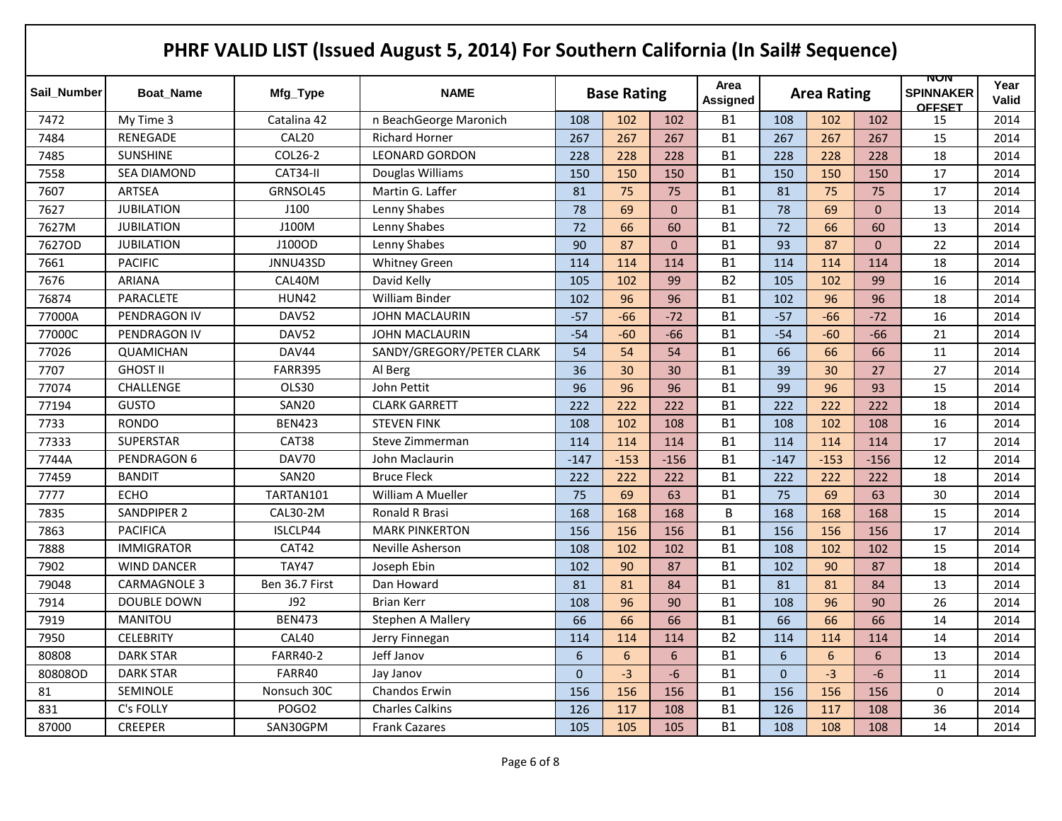# PHRF VALID LIST (Issued August 5, 2014) For Southern California (In Sail# Sequence)

| Sail_Number | Boat_Name | Mfg_Type | NAME | Base Rating | | | Area Assigned | Area Rating | | | NON SPINNAKER OFFSET | Year Valid |
|---|---|---|---|---|---|---|---|---|---|---|---|---|
| 7472 | My Time 3 | Catalina 42 | n BeachGeorge Maronich | 108 | 102 | 102 | B1 | 108 | 102 | 102 | 15 | 2014 |
| 7484 | RENEGADE | CAL20 | Richard Horner | 267 | 267 | 267 | B1 | 267 | 267 | 267 | 15 | 2014 |
| 7485 | SUNSHINE | COL26-2 | LEONARD GORDON | 228 | 228 | 228 | B1 | 228 | 228 | 228 | 18 | 2014 |
| 7558 | SEA DIAMOND | CAT34-II | Douglas Williams | 150 | 150 | 150 | B1 | 150 | 150 | 150 | 17 | 2014 |
| 7607 | ARTSEA | GRNSOL45 | Martin G. Laffer | 81 | 75 | 75 | B1 | 81 | 75 | 75 | 17 | 2014 |
| 7627 | JUBILATION | J100 | Lenny Shabes | 78 | 69 | 0 | B1 | 78 | 69 | 0 | 13 | 2014 |
| 7627M | JUBILATION | J100M | Lenny Shabes | 72 | 66 | 60 | B1 | 72 | 66 | 60 | 13 | 2014 |
| 7627OD | JUBILATION | J100OD | Lenny Shabes | 90 | 87 | 0 | B1 | 93 | 87 | 0 | 22 | 2014 |
| 7661 | PACIFIC | JNNU43SD | Whitney Green | 114 | 114 | 114 | B1 | 114 | 114 | 114 | 18 | 2014 |
| 7676 | ARIANA | CAL40M | David Kelly | 105 | 102 | 99 | B2 | 105 | 102 | 99 | 16 | 2014 |
| 76874 | PARACLETE | HUN42 | William Binder | 102 | 96 | 96 | B1 | 102 | 96 | 96 | 18 | 2014 |
| 77000A | PENDRAGON IV | DAV52 | JOHN MACLAURIN | -57 | -66 | -72 | B1 | -57 | -66 | -72 | 16 | 2014 |
| 77000C | PENDRAGON IV | DAV52 | JOHN MACLAURIN | -54 | -60 | -66 | B1 | -54 | -60 | -66 | 21 | 2014 |
| 77026 | QUAMICHAN | DAV44 | SANDY/GREGORY/PETER CLARK | 54 | 54 | 54 | B1 | 66 | 66 | 66 | 11 | 2014 |
| 7707 | GHOST II | FARR395 | Al Berg | 36 | 30 | 30 | B1 | 39 | 30 | 27 | 27 | 2014 |
| 77074 | CHALLENGE | OLS30 | John Pettit | 96 | 96 | 96 | B1 | 99 | 96 | 93 | 15 | 2014 |
| 77194 | GUSTO | SAN20 | CLARK GARRETT | 222 | 222 | 222 | B1 | 222 | 222 | 222 | 18 | 2014 |
| 7733 | RONDO | BEN423 | STEVEN FINK | 108 | 102 | 108 | B1 | 108 | 102 | 108 | 16 | 2014 |
| 77333 | SUPERSTAR | CAT38 | Steve Zimmerman | 114 | 114 | 114 | B1 | 114 | 114 | 114 | 17 | 2014 |
| 7744A | PENDRAGON 6 | DAV70 | John Maclaurin | -147 | -153 | -156 | B1 | -147 | -153 | -156 | 12 | 2014 |
| 77459 | BANDIT | SAN20 | Bruce Fleck | 222 | 222 | 222 | B1 | 222 | 222 | 222 | 18 | 2014 |
| 7777 | ECHO | TARTAN101 | William A Mueller | 75 | 69 | 63 | B1 | 75 | 69 | 63 | 30 | 2014 |
| 7835 | SANDPIPER 2 | CAL30-2M | Ronald R Brasi | 168 | 168 | 168 | B | 168 | 168 | 168 | 15 | 2014 |
| 7863 | PACIFICA | ISLCLP44 | MARK PINKERTON | 156 | 156 | 156 | B1 | 156 | 156 | 156 | 17 | 2014 |
| 7888 | IMMIGRATOR | CAT42 | Neville Asherson | 108 | 102 | 102 | B1 | 108 | 102 | 102 | 15 | 2014 |
| 7902 | WIND DANCER | TAY47 | Joseph Ebin | 102 | 90 | 87 | B1 | 102 | 90 | 87 | 18 | 2014 |
| 79048 | CARMAGNOLE 3 | Ben 36.7 First | Dan Howard | 81 | 81 | 84 | B1 | 81 | 81 | 84 | 13 | 2014 |
| 7914 | DOUBLE DOWN | J92 | Brian Kerr | 108 | 96 | 90 | B1 | 108 | 96 | 90 | 26 | 2014 |
| 7919 | MANITOU | BEN473 | Stephen A Mallery | 66 | 66 | 66 | B1 | 66 | 66 | 66 | 14 | 2014 |
| 7950 | CELEBRITY | CAL40 | Jerry Finnegan | 114 | 114 | 114 | B2 | 114 | 114 | 114 | 14 | 2014 |
| 80808 | DARK STAR | FARR40-2 | Jeff Janov | 6 | 6 | 6 | B1 | 6 | 6 | 6 | 13 | 2014 |
| 80808OD | DARK STAR | FARR40 | Jay Janov | 0 | -3 | -6 | B1 | 0 | -3 | -6 | 11 | 2014 |
| 81 | SEMINOLE | Nonsuch 30C | Chandos Erwin | 156 | 156 | 156 | B1 | 156 | 156 | 156 | 0 | 2014 |
| 831 | C's FOLLY | POGO2 | Charles Calkins | 126 | 117 | 108 | B1 | 126 | 117 | 108 | 36 | 2014 |
| 87000 | CREEPER | SAN30GPM | Frank Cazares | 105 | 105 | 105 | B1 | 108 | 108 | 108 | 14 | 2014 |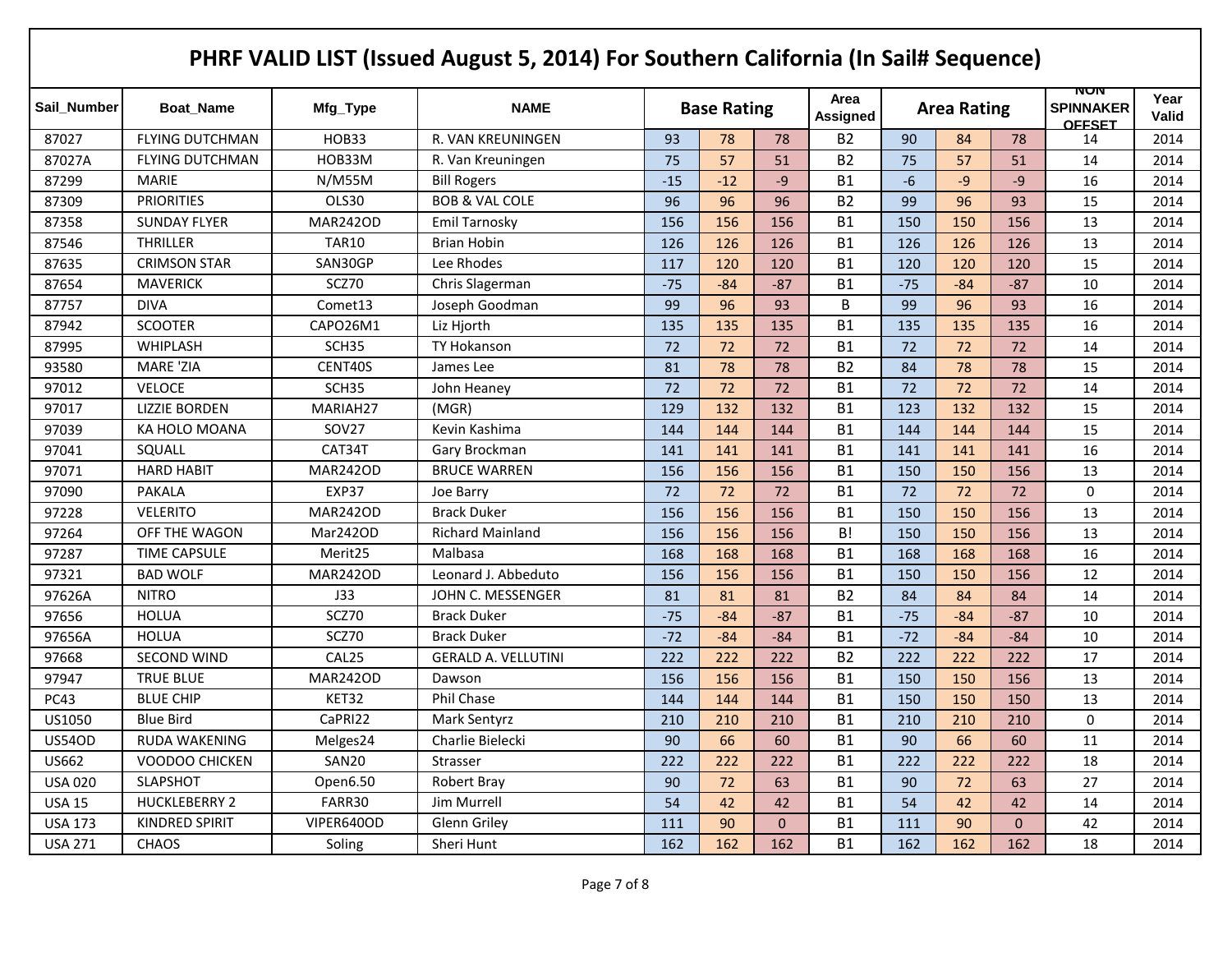# PHRF VALID LIST (Issued August 5, 2014) For Southern California (In Sail# Sequence)

| Sail_Number | Boat_Name | Mfg_Type | NAME | Base Rating | | | Area Assigned | Area Rating | | | NON SPINNAKER OFFSET | Year Valid |
|---|---|---|---|---|---|---|---|---|---|---|---|---|
| 87027 | FLYING DUTCHMAN | HOB33 | R. VAN KREUNINGEN | 93 | 78 | 78 | B2 | 90 | 84 | 78 | 14 | 2014 |
| 87027A | FLYING DUTCHMAN | HOB33M | R. Van Kreuningen | 75 | 57 | 51 | B2 | 75 | 57 | 51 | 14 | 2014 |
| 87299 | MARIE | N/M55M | Bill Rogers | -15 | -12 | -9 | B1 | -6 | -9 | -9 | 16 | 2014 |
| 87309 | PRIORITIES | OLS30 | BOB & VAL COLE | 96 | 96 | 96 | B2 | 99 | 96 | 93 | 15 | 2014 |
| 87358 | SUNDAY FLYER | MAR242OD | Emil Tarnosky | 156 | 156 | 156 | B1 | 150 | 150 | 156 | 13 | 2014 |
| 87546 | THRILLER | TAR10 | Brian Hobin | 126 | 126 | 126 | B1 | 126 | 126 | 126 | 13 | 2014 |
| 87635 | CRIMSON STAR | SAN30GP | Lee Rhodes | 117 | 120 | 120 | B1 | 120 | 120 | 120 | 15 | 2014 |
| 87654 | MAVERICK | SCZ70 | Chris Slagerman | -75 | -84 | -87 | B1 | -75 | -84 | -87 | 10 | 2014 |
| 87757 | DIVA | Comet13 | Joseph Goodman | 99 | 96 | 93 | B | 99 | 96 | 93 | 16 | 2014 |
| 87942 | SCOOTER | CAPO26M1 | Liz Hjorth | 135 | 135 | 135 | B1 | 135 | 135 | 135 | 16 | 2014 |
| 87995 | WHIPLASH | SCH35 | TY Hokanson | 72 | 72 | 72 | B1 | 72 | 72 | 72 | 14 | 2014 |
| 93580 | MARE 'ZIA | CENT40S | James Lee | 81 | 78 | 78 | B2 | 84 | 78 | 78 | 15 | 2014 |
| 97012 | VELOCE | SCH35 | John Heaney | 72 | 72 | 72 | B1 | 72 | 72 | 72 | 14 | 2014 |
| 97017 | LIZZIE BORDEN | MARIAH27 | (MGR) | 129 | 132 | 132 | B1 | 123 | 132 | 132 | 15 | 2014 |
| 97039 | KA HOLO MOANA | SOV27 | Kevin Kashima | 144 | 144 | 144 | B1 | 144 | 144 | 144 | 15 | 2014 |
| 97041 | SQUALL | CAT34T | Gary Brockman | 141 | 141 | 141 | B1 | 141 | 141 | 141 | 16 | 2014 |
| 97071 | HARD HABIT | MAR242OD | BRUCE WARREN | 156 | 156 | 156 | B1 | 150 | 150 | 156 | 13 | 2014 |
| 97090 | PAKALA | EXP37 | Joe Barry | 72 | 72 | 72 | B1 | 72 | 72 | 72 | 0 | 2014 |
| 97228 | VELERITO | MAR242OD | Brack Duker | 156 | 156 | 156 | B1 | 150 | 150 | 156 | 13 | 2014 |
| 97264 | OFF THE WAGON | Mar242OD | Richard Mainland | 156 | 156 | 156 | B! | 150 | 150 | 156 | 13 | 2014 |
| 97287 | TIME CAPSULE | Merit25 | Malbasa | 168 | 168 | 168 | B1 | 168 | 168 | 168 | 16 | 2014 |
| 97321 | BAD WOLF | MAR242OD | Leonard J. Abbeduto | 156 | 156 | 156 | B1 | 150 | 150 | 156 | 12 | 2014 |
| 97626A | NITRO | J33 | JOHN C. MESSENGER | 81 | 81 | 81 | B2 | 84 | 84 | 84 | 14 | 2014 |
| 97656 | HOLUA | SCZ70 | Brack Duker | -75 | -84 | -87 | B1 | -75 | -84 | -87 | 10 | 2014 |
| 97656A | HOLUA | SCZ70 | Brack Duker | -72 | -84 | -84 | B1 | -72 | -84 | -84 | 10 | 2014 |
| 97668 | SECOND WIND | CAL25 | GERALD A. VELLUTINI | 222 | 222 | 222 | B2 | 222 | 222 | 222 | 17 | 2014 |
| 97947 | TRUE BLUE | MAR242OD | Dawson | 156 | 156 | 156 | B1 | 150 | 150 | 156 | 13 | 2014 |
| PC43 | BLUE CHIP | KET32 | Phil Chase | 144 | 144 | 144 | B1 | 150 | 150 | 150 | 13 | 2014 |
| US1050 | Blue Bird | CaPRI22 | Mark Sentyrz | 210 | 210 | 210 | B1 | 210 | 210 | 210 | 0 | 2014 |
| US54OD | RUDA WAKENING | Melges24 | Charlie Bielecki | 90 | 66 | 60 | B1 | 90 | 66 | 60 | 11 | 2014 |
| US662 | VOODOO CHICKEN | SAN20 | Strasser | 222 | 222 | 222 | B1 | 222 | 222 | 222 | 18 | 2014 |
| USA 020 | SLAPSHOT | Open6.50 | Robert Bray | 90 | 72 | 63 | B1 | 90 | 72 | 63 | 27 | 2014 |
| USA 15 | HUCKLEBERRY 2 | FARR30 | Jim Murrell | 54 | 42 | 42 | B1 | 54 | 42 | 42 | 14 | 2014 |
| USA 173 | KINDRED SPIRIT | VIPER640OD | Glenn Griley | 111 | 90 | 0 | B1 | 111 | 90 | 0 | 42 | 2014 |
| USA 271 | CHAOS | Soling | Sheri Hunt | 162 | 162 | 162 | B1 | 162 | 162 | 162 | 18 | 2014 |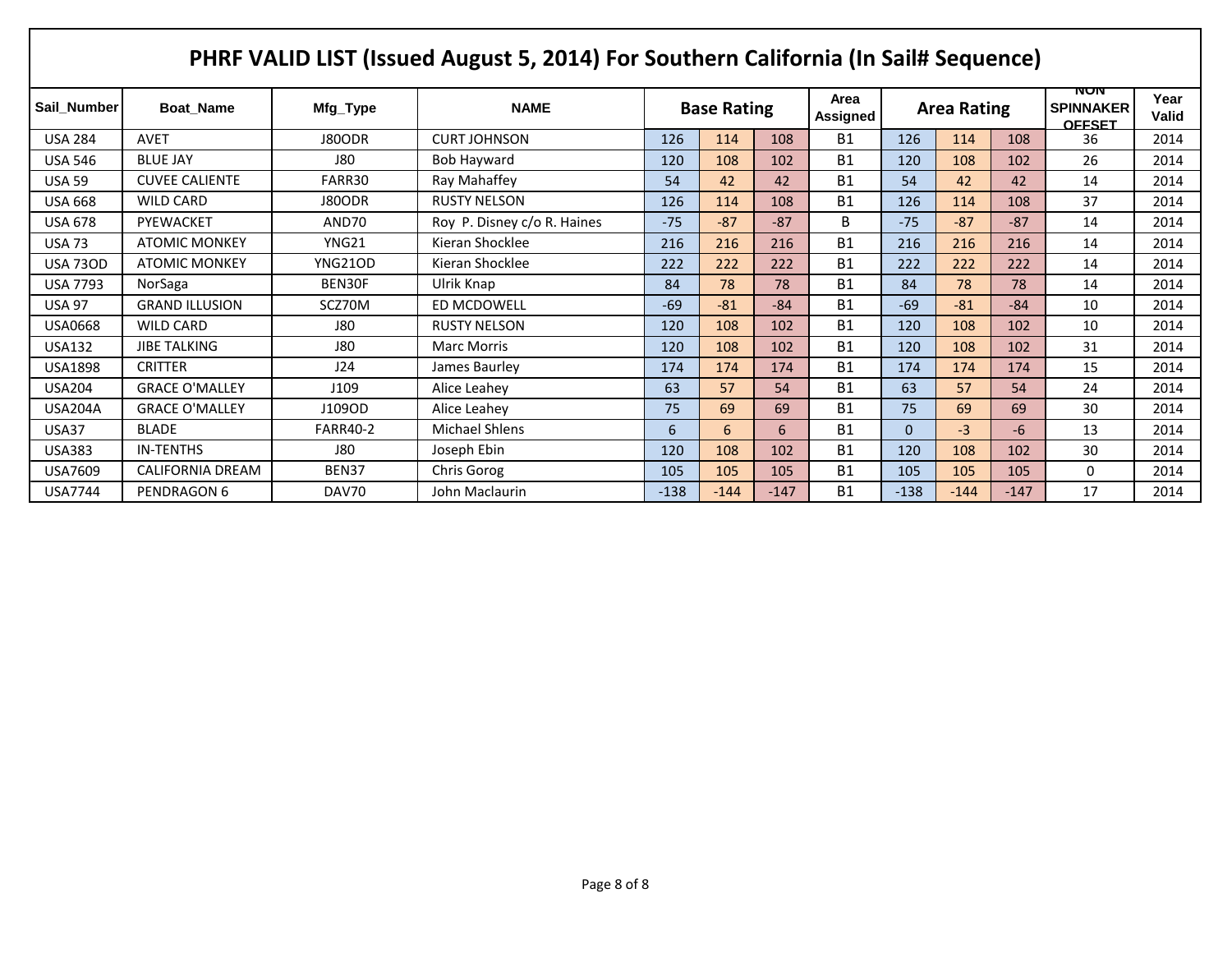# PHRF VALID LIST (Issued August 5, 2014) For Southern California (In Sail# Sequence)

| Sail_Number | Boat_Name | Mfg_Type | NAME | Base Rating | | | Area Assigned | Area Rating | | | NON SPINNAKER OFFSET | Year Valid |
|---|---|---|---|---|---|---|---|---|---|---|---|---|
| USA 284 | AVET | J80ODR | CURT JOHNSON | 126 | 114 | 108 | B1 | 126 | 114 | 108 | 36 | 2014 |
| USA 546 | BLUE JAY | J80 | Bob Hayward | 120 | 108 | 102 | B1 | 120 | 108 | 102 | 26 | 2014 |
| USA 59 | CUVEE CALIENTE | FARR30 | Ray Mahaffey | 54 | 42 | 42 | B1 | 54 | 42 | 42 | 14 | 2014 |
| USA 668 | WILD CARD | J80ODR | RUSTY NELSON | 126 | 114 | 108 | B1 | 126 | 114 | 108 | 37 | 2014 |
| USA 678 | PYEWACKET | AND70 | Roy P. Disney c/o R. Haines | -75 | -87 | -87 | B | -75 | -87 | -87 | 14 | 2014 |
| USA 73 | ATOMIC MONKEY | YNG21 | Kieran Shocklee | 216 | 216 | 216 | B1 | 216 | 216 | 216 | 14 | 2014 |
| USA 73OD | ATOMIC MONKEY | YNG21OD | Kieran Shocklee | 222 | 222 | 222 | B1 | 222 | 222 | 222 | 14 | 2014 |
| USA 7793 | NorSaga | BEN30F | Ulrik Knap | 84 | 78 | 78 | B1 | 84 | 78 | 78 | 14 | 2014 |
| USA 97 | GRAND ILLUSION | SCZ70M | ED MCDOWELL | -69 | -81 | -84 | B1 | -69 | -81 | -84 | 10 | 2014 |
| USA0668 | WILD CARD | J80 | RUSTY NELSON | 120 | 108 | 102 | B1 | 120 | 108 | 102 | 10 | 2014 |
| USA132 | JIBE TALKING | J80 | Marc Morris | 120 | 108 | 102 | B1 | 120 | 108 | 102 | 31 | 2014 |
| USA1898 | CRITTER | J24 | James Baurley | 174 | 174 | 174 | B1 | 174 | 174 | 174 | 15 | 2014 |
| USA204 | GRACE O'MALLEY | J109 | Alice Leahey | 63 | 57 | 54 | B1 | 63 | 57 | 54 | 24 | 2014 |
| USA204A | GRACE O'MALLEY | J109OD | Alice Leahey | 75 | 69 | 69 | B1 | 75 | 69 | 69 | 30 | 2014 |
| USA37 | BLADE | FARR40-2 | Michael Shlens | 6 | 6 | 6 | B1 | 0 | -3 | -6 | 13 | 2014 |
| USA383 | IN-TENTHS | J80 | Joseph Ebin | 120 | 108 | 102 | B1 | 120 | 108 | 102 | 30 | 2014 |
| USA7609 | CALIFORNIA DREAM | BEN37 | Chris Gorog | 105 | 105 | 105 | B1 | 105 | 105 | 105 | 0 | 2014 |
| USA7744 | PENDRAGON 6 | DAV70 | John Maclaurin | -138 | -144 | -147 | B1 | -138 | -144 | -147 | 17 | 2014 |